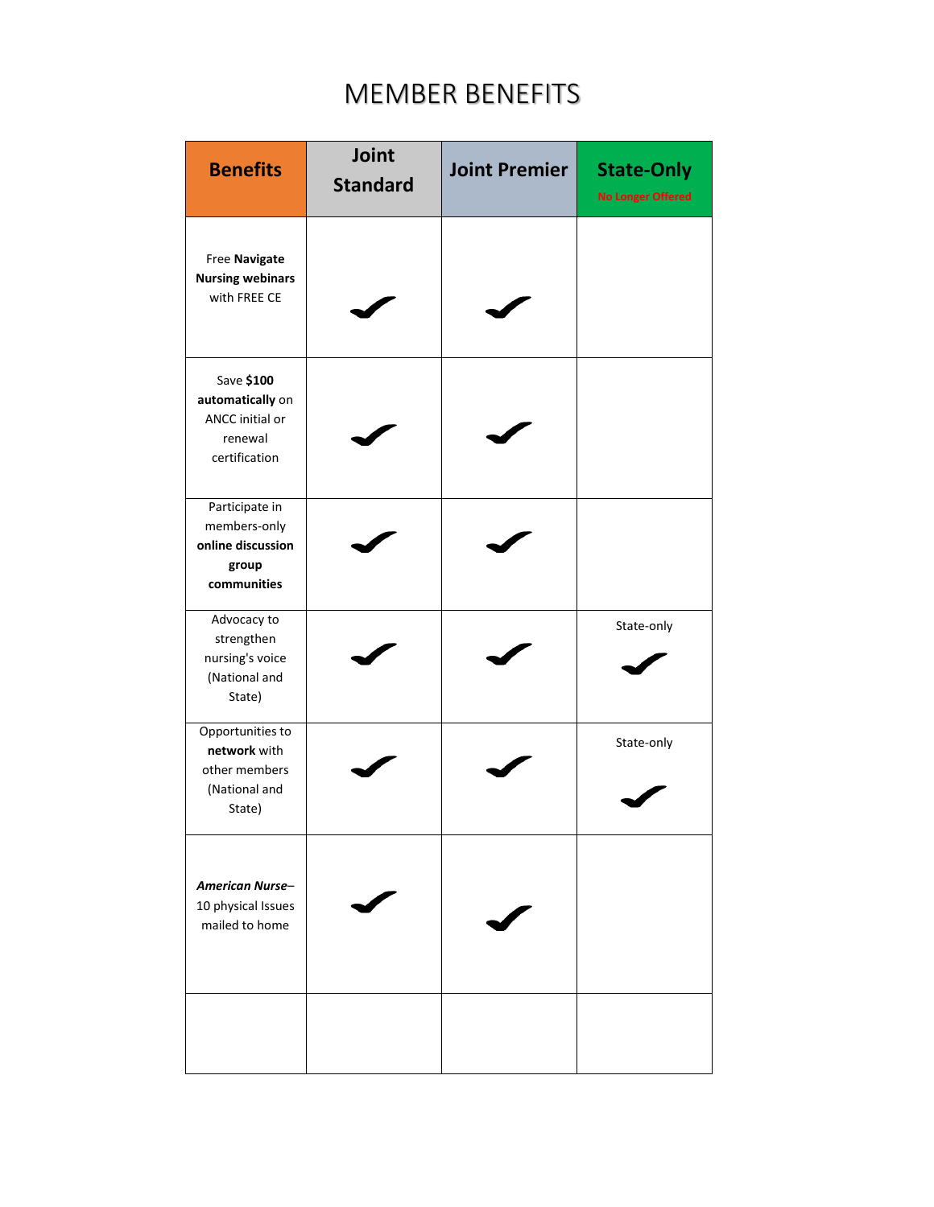# MEMBER BENEFITS

| **Benefits** | **Joint Standard** | **Joint Premier** | **State-Only** No Longer Offered |
|---|---|---|---|
| Free **Navigate Nursing webinars** with FREE CE | ✔ | ✔ | |
| Save **$100 automatically** on ANCC initial or renewal certification | ✔ | ✔ | |
| Participate in members-only **online discussion group communities** | ✔ | ✔ | |
| Advocacy to strengthen nursing's voice (National and State) | ✔ | ✔ | State-only ✔ |
| Opportunities to **network** with other members (National and State) | ✔ | ✔ | State-only ✔ |
| ***American Nurse***– 10 physical Issues mailed to home | ✔ | ✔ | |
| | | | |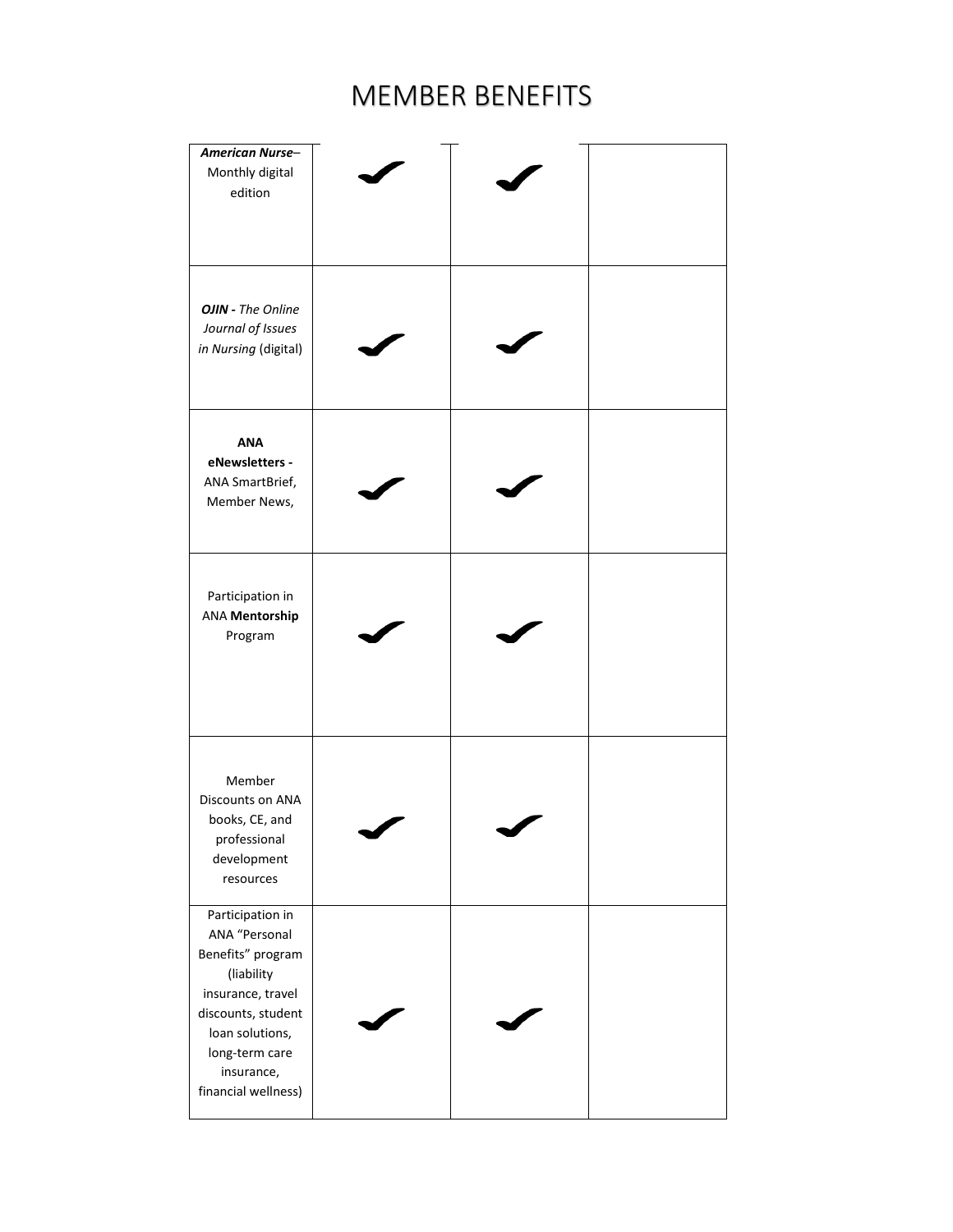# MEMBER BENEFITS

| | | | |
|---|---|---|---|
| ***American Nurse***– Monthly digital edition | ✔ | ✔ | |
| ***OJIN** - The Online Journal of Issues in Nursing* (digital) | ✔ | ✔ | |
| **ANA eNewsletters -** ANA SmartBrief, Member News, | ✔ | ✔ | |
| Participation in ANA **Mentorship** Program | ✔ | ✔ | |
| Member Discounts on ANA books, CE, and professional development resources | ✔ | ✔ | |
| Participation in ANA "Personal Benefits" program (liability insurance, travel discounts, student loan solutions, long-term care insurance, financial wellness) | ✔ | ✔ | |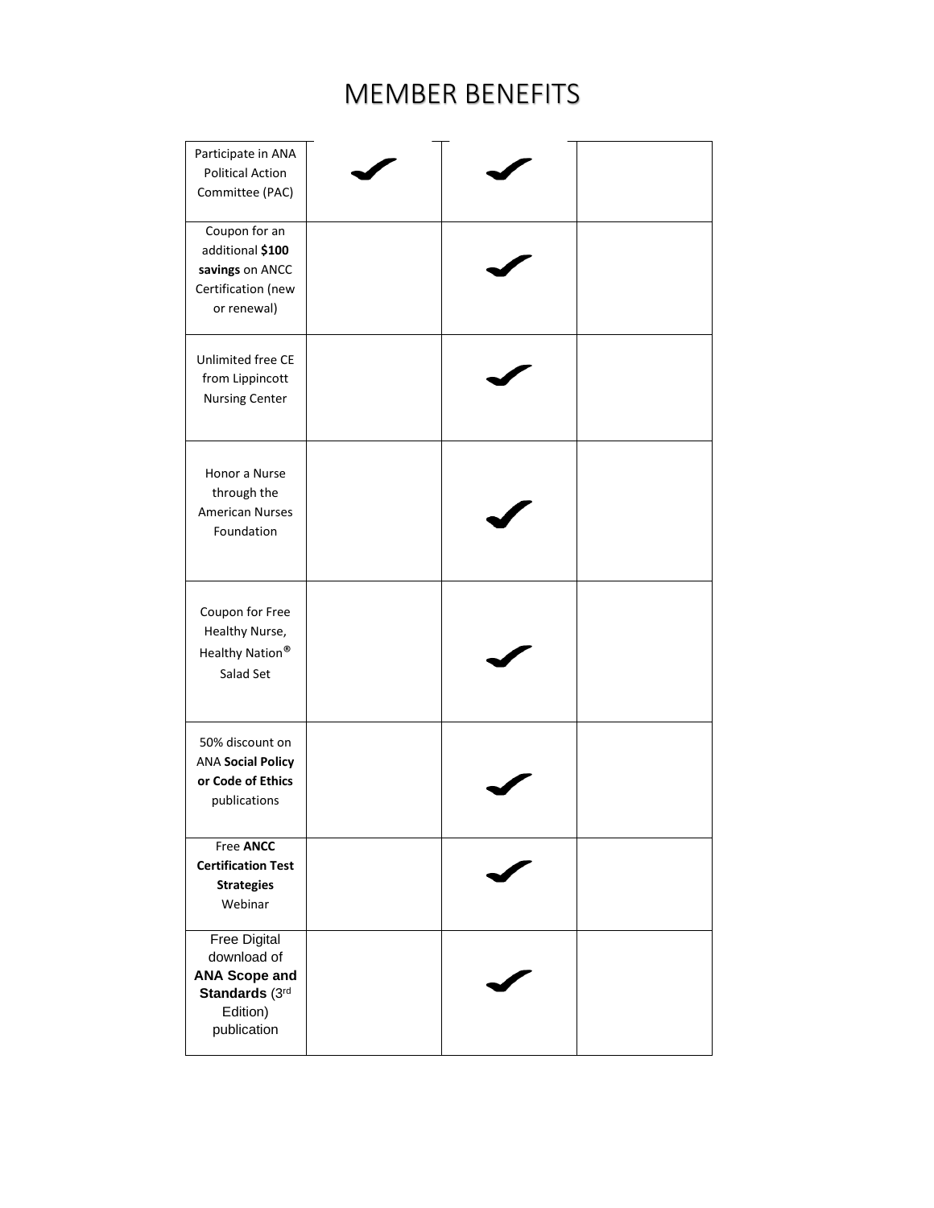# MEMBER BENEFITS

| | | | |
|---|---|---|---|
| Participate in ANA Political Action Committee (PAC) | ✔ | ✔ | |
| Coupon for an additional **$100 savings** on ANCC Certification (new or renewal) | | ✔ | |
| Unlimited free CE from Lippincott Nursing Center | | ✔ | |
| Honor a Nurse through the American Nurses Foundation | | ✔ | |
| Coupon for Free Healthy Nurse, Healthy Nation® Salad Set | | ✔ | |
| 50% discount on ANA **Social Policy or Code of Ethics** publications | | ✔ | |
| Free **ANCC Certification Test Strategies** Webinar | | ✔ | |
| Free Digital download of **ANA Scope and Standards** (3rd Edition) publication | | ✔ | |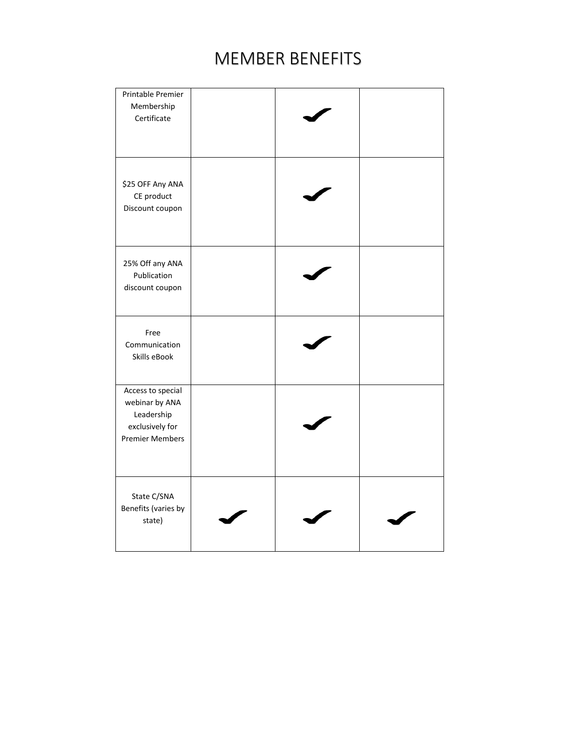# MEMBER BENEFITS

| | | | |
|---|---|---|---|
| Printable Premier Membership Certificate | | ✔ | |
| $25 OFF Any ANA CE product Discount coupon | | ✔ | |
| 25% Off any ANA Publication discount coupon | | ✔ | |
| Free Communication Skills eBook | | ✔ | |
| Access to special webinar by ANA Leadership exclusively for Premier Members | | ✔ | |
| State C/SNA Benefits (varies by state) | ✔ | ✔ | ✔ |